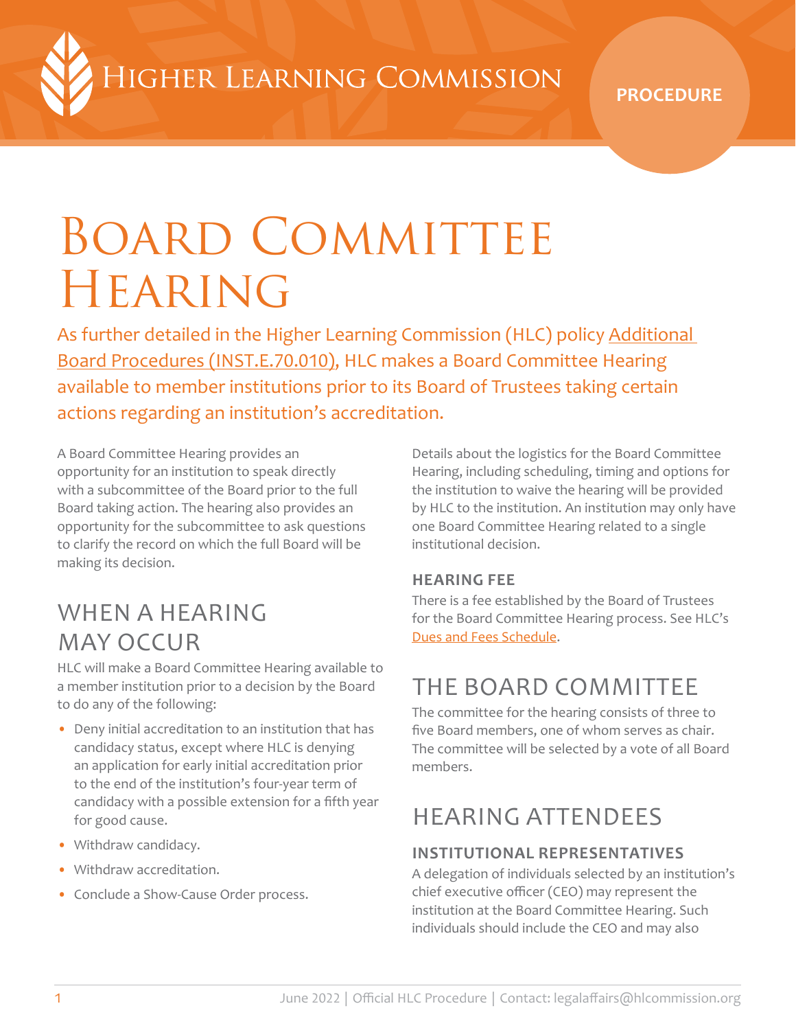Higher Learning Commission

PROCEDURE

# Board Committee Hearing

As further detailed in the Higher Learning Commission (HLC) policy Additional Board Procedures (INST.E.70.010), HLC makes a Board Committee Hearing available to member institutions prior to its Board of Trustees taking certain actions regarding an institution's accreditation.

A Board Committee Hearing provides an opportunity for an institution to speak directly with a subcommittee of the Board prior to the full Board taking action. The hearing also provides an opportunity for the subcommittee to ask questions to clarify the record on which the full Board will be making its decision.

## When a Hearing May Occur

HLC will make a Board Committee Hearing available to a member institution prior to a decision by the Board to do any of the following:

- Deny initial accreditation to an institution that has candidacy status, except where HLC is denying an application for early initial accreditation prior to the end of the institution's four-year term of candidacy with a possible extension for a fifth year for good cause.
- Withdraw candidacy.
- Withdraw accreditation.
- Conclude a Show-Cause Order process.

Details about the logistics for the Board Committee Hearing, including scheduling, timing and options for the institution to waive the hearing will be provided by HLC to the institution. An institution may only have one Board Committee Hearing related to a single institutional decision.

### Hearing Fee

There is a fee established by the Board of Trustees for the Board Committee Hearing process. See HLC's Dues and Fees Schedule.

## The Board Committee

The committee for the hearing consists of three to five Board members, one of whom serves as chair. The committee will be selected by a vote of all Board members.

## Hearing Attendees

### Institutional Representatives

A delegation of individuals selected by an institution's chief executive officer (CEO) may represent the institution at the Board Committee Hearing. Such individuals should include the CEO and may also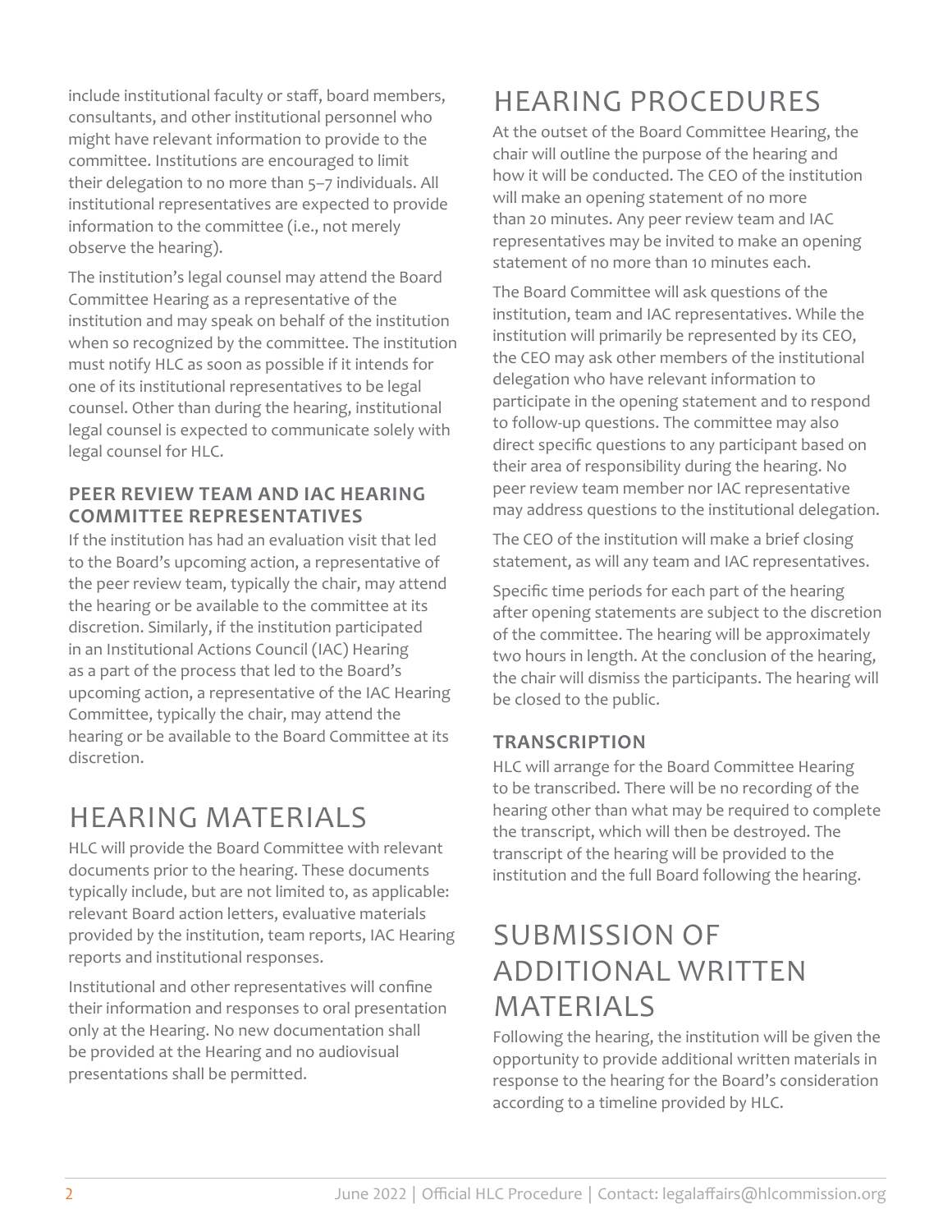include institutional faculty or staff, board members, consultants, and other institutional personnel who might have relevant information to provide to the committee. Institutions are encouraged to limit their delegation to no more than 5–7 individuals. All institutional representatives are expected to provide information to the committee (i.e., not merely observe the hearing).

The institution's legal counsel may attend the Board Committee Hearing as a representative of the institution and may speak on behalf of the institution when so recognized by the committee. The institution must notify HLC as soon as possible if it intends for one of its institutional representatives to be legal counsel. Other than during the hearing, institutional legal counsel is expected to communicate solely with legal counsel for HLC.

### PEER REVIEW TEAM AND IAC HEARING COMMITTEE REPRESENTATIVES

If the institution has had an evaluation visit that led to the Board's upcoming action, a representative of the peer review team, typically the chair, may attend the hearing or be available to the committee at its discretion. Similarly, if the institution participated in an Institutional Actions Council (IAC) Hearing as a part of the process that led to the Board's upcoming action, a representative of the IAC Hearing Committee, typically the chair, may attend the hearing or be available to the Board Committee at its discretion.

## HEARING MATERIALS

HLC will provide the Board Committee with relevant documents prior to the hearing. These documents typically include, but are not limited to, as applicable: relevant Board action letters, evaluative materials provided by the institution, team reports, IAC Hearing reports and institutional responses.

Institutional and other representatives will confine their information and responses to oral presentation only at the Hearing. No new documentation shall be provided at the Hearing and no audiovisual presentations shall be permitted.

## HEARING PROCEDURES

At the outset of the Board Committee Hearing, the chair will outline the purpose of the hearing and how it will be conducted. The CEO of the institution will make an opening statement of no more than 20 minutes. Any peer review team and IAC representatives may be invited to make an opening statement of no more than 10 minutes each.

The Board Committee will ask questions of the institution, team and IAC representatives. While the institution will primarily be represented by its CEO, the CEO may ask other members of the institutional delegation who have relevant information to participate in the opening statement and to respond to follow-up questions. The committee may also direct specific questions to any participant based on their area of responsibility during the hearing. No peer review team member nor IAC representative may address questions to the institutional delegation.

The CEO of the institution will make a brief closing statement, as will any team and IAC representatives.

Specific time periods for each part of the hearing after opening statements are subject to the discretion of the committee. The hearing will be approximately two hours in length. At the conclusion of the hearing, the chair will dismiss the participants. The hearing will be closed to the public.

### TRANSCRIPTION

HLC will arrange for the Board Committee Hearing to be transcribed. There will be no recording of the hearing other than what may be required to complete the transcript, which will then be destroyed. The transcript of the hearing will be provided to the institution and the full Board following the hearing.

## SUBMISSION OF ADDITIONAL WRITTEN MATERIALS

Following the hearing, the institution will be given the opportunity to provide additional written materials in response to the hearing for the Board's consideration according to a timeline provided by HLC.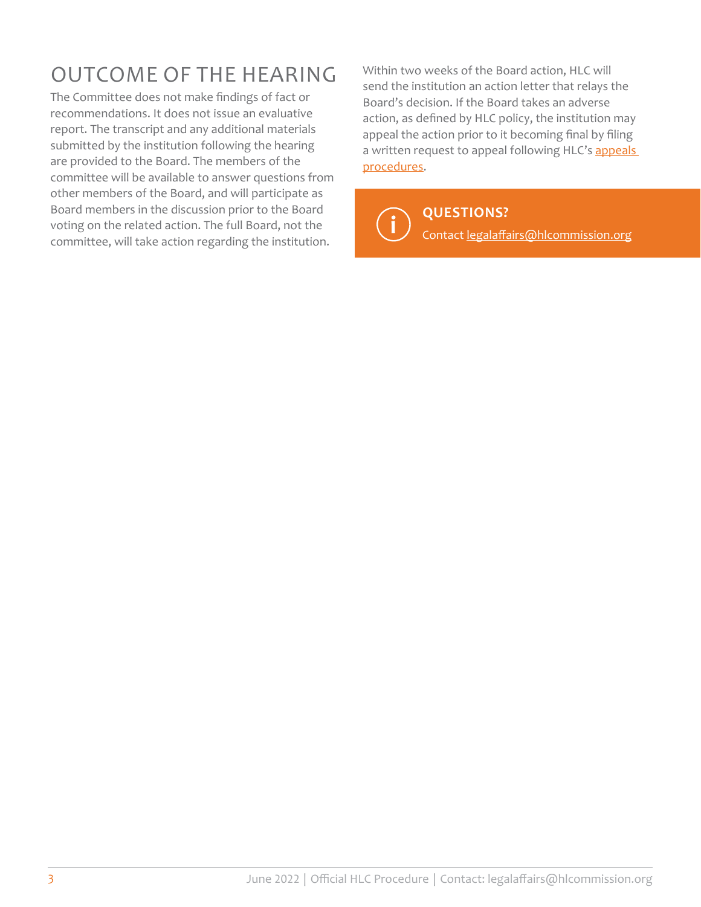## OUTCOME OF THE HEARING

The Committee does not make findings of fact or recommendations. It does not issue an evaluative report. The transcript and any additional materials submitted by the institution following the hearing are provided to the Board. The members of the committee will be available to answer questions from other members of the Board, and will participate as Board members in the discussion prior to the Board voting on the related action. The full Board, not the committee, will take action regarding the institution.

Within two weeks of the Board action, HLC will send the institution an action letter that relays the Board's decision. If the Board takes an adverse action, as defined by HLC policy, the institution may appeal the action prior to it becoming final by filing a written request to appeal following HLC's appeals procedures.

**QUESTIONS?**

Contact legalaffairs@hlcommission.org